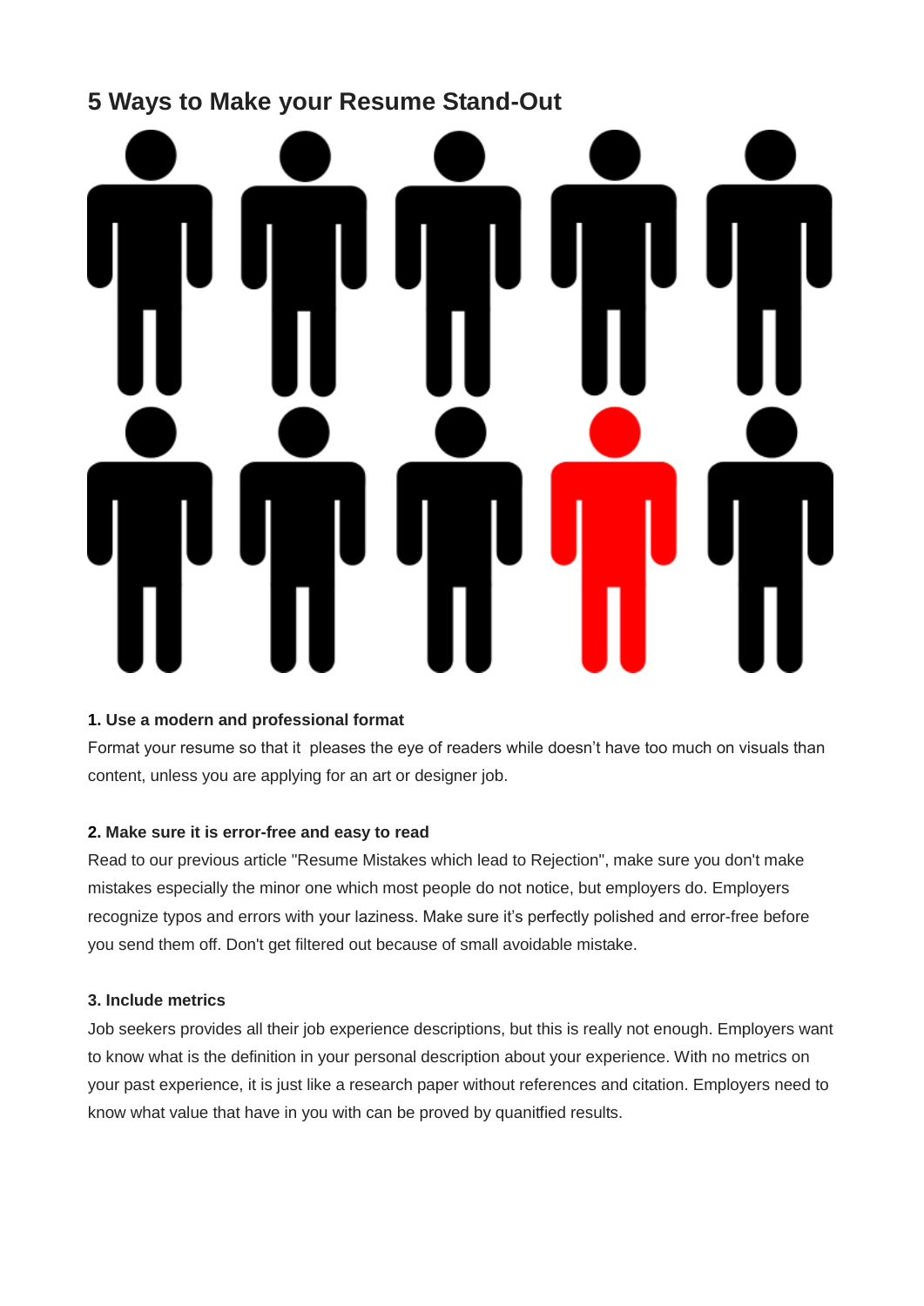## 5 Ways to Make your Resume Stand-Out

**1. Use a modern and professional format**

Format your resume so that it  pleases the eye of readers while doesn't have too much on visuals than content, unless you are applying for an art or designer job.

**2. Make sure it is error-free and easy to read**

Read to our previous article "Resume Mistakes which lead to Rejection", make sure you don't make mistakes especially the minor one which most people do not notice, but employers do. Employers recognize typos and errors with your laziness. Make sure it's perfectly polished and error-free before you send them off. Don't get filtered out because of small avoidable mistake.

**3. Include metrics**

Job seekers provides all their job experience descriptions, but this is really not enough. Employers want to know what is the definition in your personal description about your experience. With no metrics on your past experience, it is just like a research paper without references and citation. Employers need to know what value that have in you with can be proved by quanitfied results.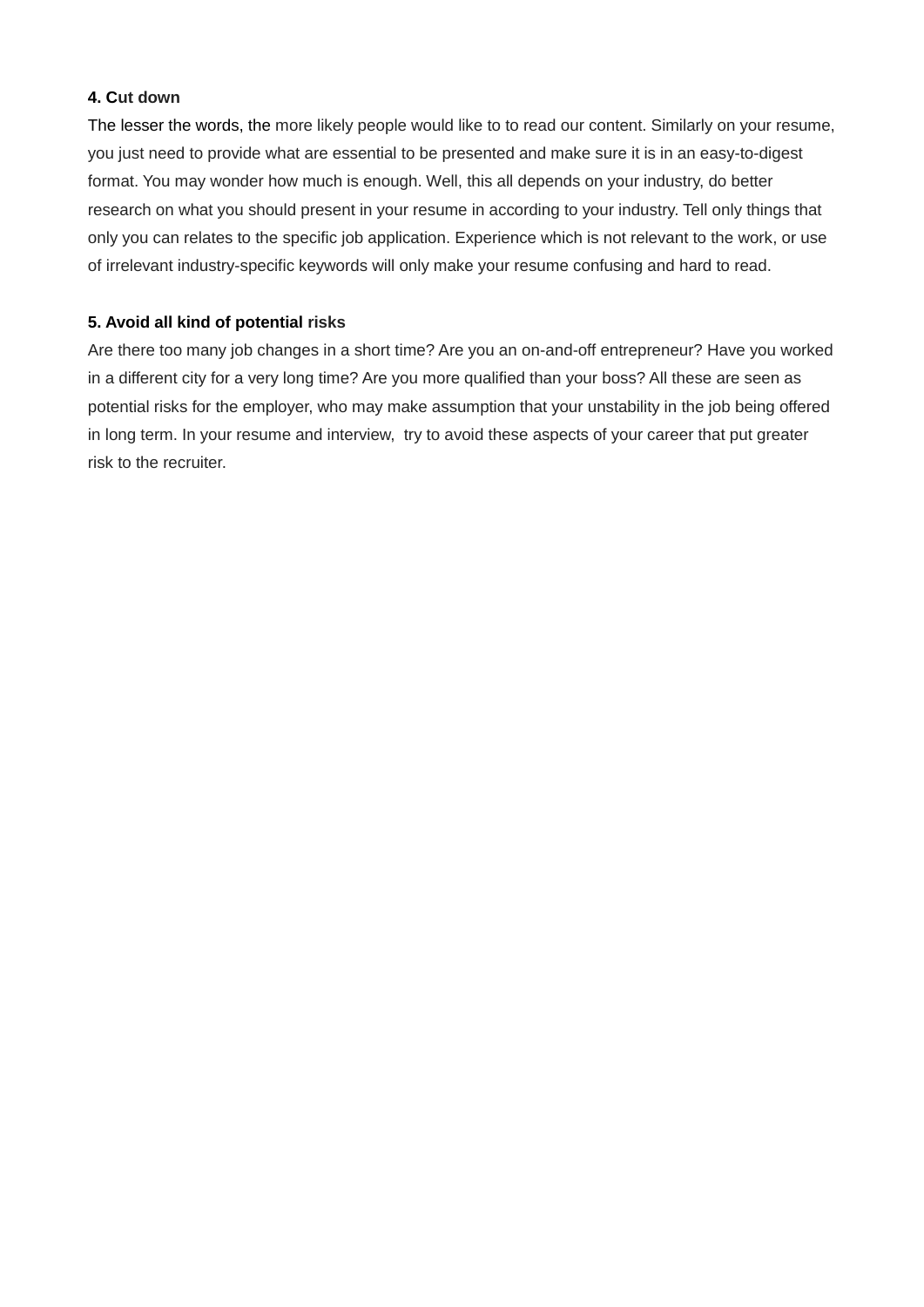**4. Cut down**

The lesser the words, the more likely people would like to to read our content. Similarly on your resume, you just need to provide what are essential to be presented and make sure it is in an easy-to-digest format. You may wonder how much is enough. Well, this all depends on your industry, do better research on what you should present in your resume in according to your industry. Tell only things that only you can relates to the specific job application. Experience which is not relevant to the work, or use of irrelevant industry-specific keywords will only make your resume confusing and hard to read.

**5. Avoid all kind of potential risks**

Are there too many job changes in a short time? Are you an on-and-off entrepreneur? Have you worked in a different city for a very long time? Are you more qualified than your boss? All these are seen as potential risks for the employer, who may make assumption that your unstability in the job being offered in long term. In your resume and interview, try to avoid these aspects of your career that put greater risk to the recruiter.